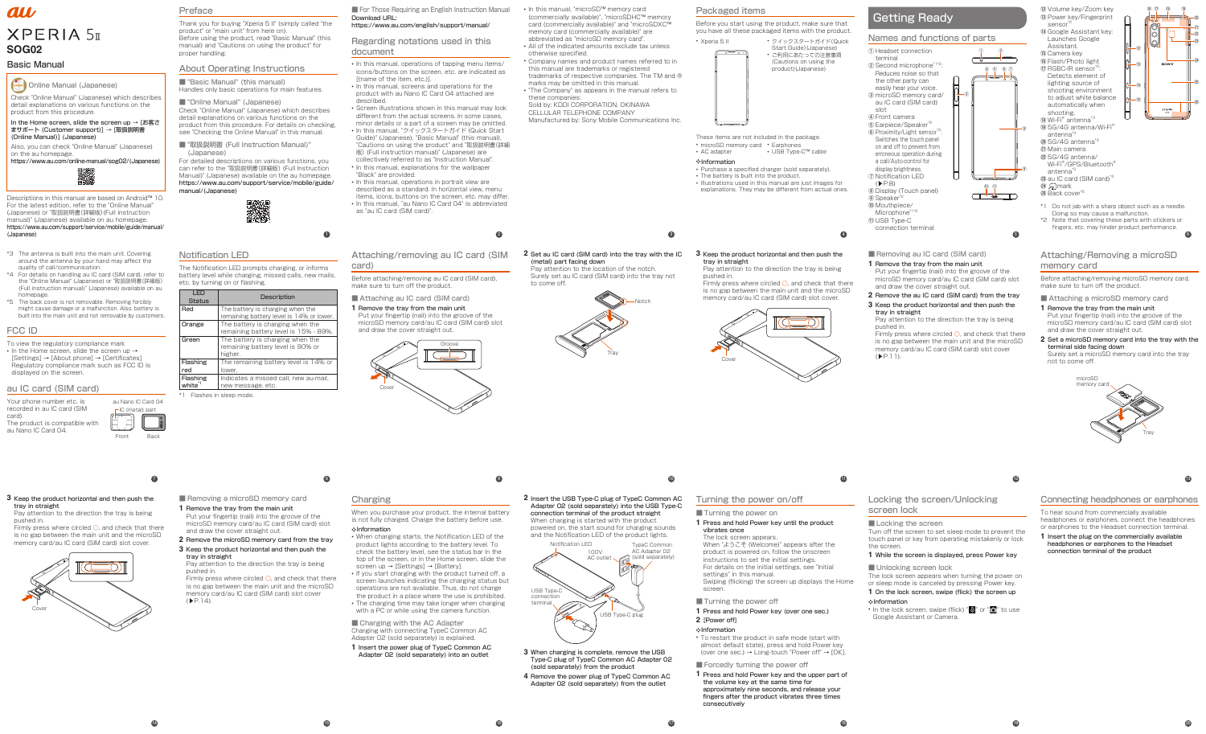au

# XPERIA 5 II

## SOG02

## Basic Manual

Online Manual (Japanese)

Check "Online Manual" (Japanese) which describes detail explanations on various functions on the product from this procedure.

In the Home screen, slide the screen up → [お客さまサポート (Customer support)] → [取扱説明書 (Online Manual)] (Japanese)

Also, you can check "Online Manual" (Japanese) on the au homepage.
https://www.au.com/online-manual/sog02/(Japanese)

Descriptions in this manual are based on Android™ 10. For the latest edition, refer to the "Online Manual" (Japanese) or "取扱説明書(詳細版)(Full instruction manual)" (Japanese) available on au homepage.
https://www.au.com/support/service/mobile/guide/manual/(Japanese)

## Preface

Thank you for buying "Xperia 5 II" (simply called "the product" or "main unit" from here on).
Before using the product, read "Basic Manual" (this manual) and "Cautions on using the product" for proper handling.

## About Operating Instructions

■ "Basic Manual" (this manual)
Handles only basic operations for main features.

■ "Online Manual" (Japanese)
Check "Online Manual" (Japanese) which describes detail explanations on various functions on the product from this procedure. For details on checking, see "Checking the Online Manual" in this manual.

■ "取扱説明書 (Full Instruction Manual)" (Japanese)
For detailed descriptions on various functions, you can refer to the "取扱説明書(詳細版) (Full Instruction Manual)" (Japanese) available on the au homepage.
https://www.au.com/support/service/mobile/guide/manual/(Japanese)

■ For Those Requiring an English Instruction Manual
Download URL:
https://www.au.com/english/support/manual/

## Regarding notations used in this document

- In this manual, operations of tapping menu items/icons/buttons on the screen, etc. are indicated as [(name of the item, etc.)].
- In this manual, screens and operations for the product with an au Nano IC Card 04 attached are described.
- Screen illustrations shown in this manual may look different from the actual screens. In some cases, minor details or a part of a screen may be omitted.
- In this manual, "クイックスタートガイド (Quick Start Guide)" (Japanese), "Basic Manual" (this manual), "Cautions on using the product" and "取扱説明書(詳細版) (Full instruction manual)" (Japanese) are collectively referred to as "Instruction Manual".
- In this manual, explanations for the wallpaper "Black" are provided.
- In this manual, operations in portrait view are described as a standard. In horizontal view, menu items, icons, buttons on the screen, etc. may differ.
- In this manual, "au Nano IC Card 04" is abbreviated as "au IC card (SIM card)".
- In this manual, "microSD™ memory card (commercially available)", "microSDHC™ memory card (commercially available)" and "microSDXC™ memory card (commercially available)" are abbreviated as "microSD memory card".
- All of the indicated amounts exclude tax unless otherwise specified.
- Company names and product names referred to in this manual are trademarks or registered trademarks of respective companies. The TM and ® marks may be omitted in this manual.
- "The Company" as appears in the manual refers to these companies:
Sold by: KDDI CORPORATION, OKINAWA CELLULAR TELEPHONE COMPANY
Manufactured by: Sony Mobile Communications Inc.

## Packaged items

Before you start using the product, make sure that you have all these packaged items with the product.

- Xperia 5 II
- クイックスタートガイド(Quick Start Guide)(Japanese)
- ご利用にあたっての注意事項 (Cautions on using the product)(Japanese)

These items are not included in the package.
- microSD memory card
- AC adapter
- Earphones
- USB Type-C™ cable

❖Information
- Purchase a specified charger (sold separately).
- The battery is built into the product.
- Illustrations used in this manual are just images for explanations. They may be different from actual ones.

# Getting Ready

## Names and functions of parts

① Headset connection terminal
② Second microphone[*1*2]: Reduces noise so that the other party can easily hear your voice.
③ microSD memory card/au IC card (SIM card) slot
④ Front camera
⑤ Earpiece/Speaker[*2]
⑥ Proximity/Light sensor[*2]: Switches the touch panel on and off to prevent from erroneous operation during a call/Auto-control for display brightness.
⑦ Notification LED (►P.8)
⑧ Display (Touch panel)
⑨ Speaker[*2]
⑩ Mouthpiece/Microphone[*1*2]
⑪ USB Type-C connection terminal
⑫ Volume key/Zoom key
⑬ Power key/Fingerprint sensor[*2]
⑭ Google Assistant key: Launches Google Assistant.
⑮ Camera key
⑯ Flash/Photo light
⑰ RGBC-IR sensor[*2]: Detects element of lighting source of shooting environment to adjust white balance automatically when shooting.
⑱ Wi-Fi® antenna[*3]
⑲ 5G/4G antenna/Wi-Fi® antenna[*3]
⑳ 5G/4G antenna[*3]
㉑ Main camera
㉒ 5G/4G antenna/Wi-Fi®/GPS/Bluetooth® antenna[*3]
㉓ au IC card (SIM card)[*4]
㉔ mark
㉕ Back cover[*5]

*1 Do not jab with a sharp object such as a needle. Doing so may cause a malfunction.
*2 Note that covering these parts with stickers or fingers, etc. may hinder product performance.
*3 The antenna is built into the main unit. Covering around the antenna by your hand may affect the quality of call/communication.
*4 For details on handling au IC card (SIM card), refer to the "Online Manual" (Japanese) or "取扱説明書(詳細版) (Full instruction manual)" (Japanese) available on au homepage.
*5 The back cover is not removable. Removing forcibly might cause damage or a malfunction. Also, battery is built into the main unit and not removable by customers.

## FCC ID

To view the regulatory compliance mark
- In the Home screen, slide the screen up → [Settings] → [About phone] → [Certificates]
Regulatory compliance mark such as FCC ID is displayed on the screen.

## au IC card (SIM card)

Your phone number etc. is recorded in au IC card (SIM card).
The product is compatible with au Nano IC Card 04.

au Nano IC Card 04
IC (metal) part
Front Back

## Notification LED

The Notification LED prompts charging, or informs battery level while charging, missed calls, new mails, etc. by turning on or flashing.

| LED Status | Description |
|---|---|
| Red | The battery is charging when the remaining battery level is 14% or lower. |
| Orange | The battery is charging when the remaining battery level is 15% - 89%. |
| Green | The battery is charging when the remaining battery level is 90% or higher. |
| Flashing red | The remaining battery level is 14% or lower. |
| Flashing white[*1] | Indicates a missed call, new au-mail, new message, etc. |

*1 Flashes in sleep mode.

## Attaching/removing au IC card (SIM card)

Before attaching/removing au IC card (SIM card), make sure to turn off the product.

### ■ Attaching au IC card (SIM card)

**1 Remove the tray from the main unit**
Put your fingertip (nail) into the groove of the microSD memory card/au IC card (SIM card) slot and draw the cover straight out.

Groove
Cover

**2 Set au IC card (SIM card) into the tray with the IC (metal) part facing down**
Pay attention to the location of the notch.
Surely set au IC card (SIM card) into the tray not to come off.

Notch
Tray

**3 Keep the product horizontal and then push the tray in straight**
Pay attention to the direction the tray is being pushed in.
Firmly press where circled ○, and check that there is no gap between the main unit and the microSD memory card/au IC card (SIM card) slot cover.

Cover

### ■ Removing au IC card (SIM card)

**1 Remove the tray from the main unit**
Put your fingertip (nail) into the groove of the microSD memory card/au IC card (SIM card) slot and draw the cover straight out.

**2 Remove the au IC card (SIM card) from the tray**

**3 Keep the product horizontal and then push the tray in straight**
Pay attention to the direction the tray is being pushed in.
Firmly press where circled ○, and check that there is no gap between the main unit and the microSD memory card/au IC card (SIM card) slot cover (►P.11).

## Attaching/Removing a microSD memory card

Before attaching/removing microSD memory card, make sure to turn off the product.

### ■ Attaching a microSD memory card

**1 Remove the tray from the main unit**
Put your fingertip (nail) into the groove of the microSD memory card/au IC card (SIM card) slot and draw the cover straight out.

**2 Set a microSD memory card into the tray with the terminal side facing down**
Surely set a microSD memory card into the tray not to come off.

microSD memory card
Tray

**3 Keep the product horizontal and then push the tray in straight**
Pay attention to the direction the tray is being pushed in.
Firmly press where circled ○, and check that there is no gap between the main unit and the microSD memory card/au IC card (SIM card) slot cover.

Cover

### ■ Removing a microSD memory card

**1 Remove the tray from the main unit**
Put your fingertip (nail) into the groove of the microSD memory card/au IC card (SIM card) slot and draw the cover straight out.

**2 Remove the microSD memory card from the tray**

**3 Keep the product horizontal and then push the tray in straight**
Pay attention to the direction the tray is being pushed in.
Firmly press where circled ○, and check that there is no gap between the main unit and the microSD memory card/au IC card (SIM card) slot cover (►P.14).

## Charging

When you purchase your product, the internal battery is not fully charged. Charge the battery before use.

❖Information
- When charging starts, the Notification LED of the product lights according to the battery level. To check the battery level, see the status bar in the top of the screen, or in the Home screen, slide the screen up → [Settings] → [Battery].
- If you start charging with the product turned off, a screen launches indicating the charging status but operations are not available. Thus, do not charge the product in a place where the use is prohibited.
- The charging time may take longer when charging with a PC or while using the camera function.

### ■ Charging with the AC Adapter

Charging with connecting TypeC Common AC Adapter 02 (sold separately) is explained.

**1 Insert the power plug of TypeC Common AC Adapter 02 (sold separately) into an outlet**

**2 Insert the USB Type-C plug of TypeC Common AC Adapter 02 (sold separately) into the USB Type-C connection terminal of the product straight**
When charging is started with the product powered on, the start sound for charging sounds and the Notification LED of the product lights.

Notification LED
100V AC outlet
TypeC Common AC Adapter 02 (sold separately)
USB Type-C connection terminal
USB Type-C plug

**3 When charging is complete, remove the USB Type-C plug of TypeC Common AC Adapter 02 (sold separately) from the product**

**4 Remove the power plug of TypeC Common AC Adapter 02 (sold separately) from the outlet**

## Turning the power on/off

### ■ Turning the power on

**1 Press and hold Power key until the product vibrates once**
The lock screen appears.
When "ようこそ (Welcome)" appears after the product is powered on, follow the onscreen instructions to set the initial settings.
For details on the initial settings, see "Initial settings" in this manual.
Swiping (flicking) the screen up displays the Home screen.

### ■ Turning the power off

**1 Press and hold Power key (over one sec.)**

**2 [Power off]**

❖Information
- To restart the product in safe mode (start with almost default state), press and hold Power key (over one sec.) → Long-touch "Power off" → [OK].

### ■ Forcedly turning the power off

**1 Press and hold Power key and the upper part of the volume key at the same time for approximately nine seconds, and release your fingers after the product vibrates three times consecutively**

## Locking the screen/Unlocking screen lock

### ■ Locking the screen

Turn off the screen to set sleep mode to prevent the touch panel or key from operating mistakenly or lock the screen.

**1 While the screen is displayed, press Power key**

### ■ Unlocking screen lock

The lock screen appears when turning the power on or sleep mode is canceled by pressing Power key.

**1 On the lock screen, swipe (flick) the screen up**

❖Information
- In the lock screen, swipe (flick) "🎙" or "📷" to use Google Assistant or Camera.

## Connecting headphones or earphones

To hear sound from commercially available headphones or earphones, connect the headphones or earphones to the Headset connection terminal.

**1 Insert the plug on the commercially available headphones or earphones to the Headset connection terminal of the product**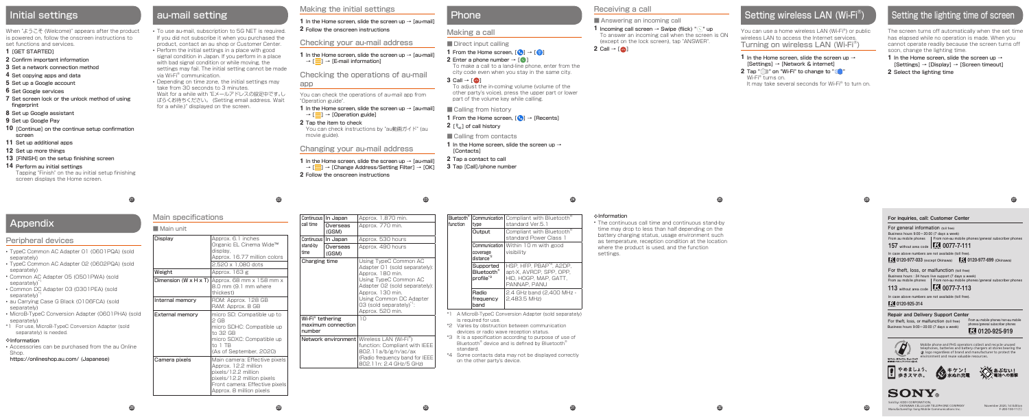# Initial settings

When "ようこそ (Welcome)" appears after the product is powered on, follow the onscreen instructions to set functions and services.

1. [GET STARTED]
2. Confirm important information
3. Set a network connection method
4. Set copying apps and data
5. Set up a Google account
6. Set Google services
7. Set screen lock or the unlock method of using fingerprint
8. Set up Google assistant
9. Set up Google Pay
10. [Continue] on the continue setup confirmation screen
11. Set up additional apps
12. Set up more things
13. [FINISH] on the setup finishing screen
14. Perform au initial settings
    Tapping "Finish" on the au initial setup finishing screen displays the Home screen.

# au-mail setting

- To use au-mail, subscription to 5G NET is required. If you did not subscribe it when you purchased the product, contact an au shop or Customer Center.
- Perform the initial settings in a place with good signal condition in Japan. If you perform in a place with bad signal condition or while moving, the settings may fail. The initial setting cannot be made via Wi-Fi® communication.
- Depending on time zone, the initial settings may take from 30 seconds to 3 minutes.
  Wait for a while with "Eメールアドレスの設定中です。しばらくお待ちください。 (Setting email address. Wait for a while.)" displayed on the screen.

## Making the initial settings

1. In the Home screen, slide the screen up → [au-mail]
2. Follow the onscreen instructions

## Checking your au-mail address

1. In the Home screen, slide the screen up → [au-mail] → [ ] → [E-mail information]

## Checking the operations of au-mail app

You can check the operations of au-mail app from "Operation guide".

1. In the Home screen, slide the screen up → [au-mail] → [ ] → [Operation guide]
2. Tap the item to check
   You can check instructions by "au動画ガイド" (au movie guide).

## Changing your au-mail address

1. In the Home screen, slide the screen up → [au-mail] → [ ] → [Change Address/Setting Filter] → [OK]
2. Follow the onscreen instructions

# Phone

## Making a call

■ Direct input calling

1. From the Home screen, [ ] → [ ]
2. Enter a phone number → [ ]
   To make a call to a land-line phone, enter from the city code even when you stay in the same city.
3. Call → [ ]
   To adjust the in-coming volume (volume of the other party's voice), press the upper part or lower part of the volume key while calling.

■ Calling from history

1. From the Home screen, [ ] → [Recents]
2. [ ] of call history

■ Calling from contacts

1. In the Home screen, slide the screen up → [Contacts]
2. Tap a contact to call
3. Tap [Call]/phone number

## Receiving a call

■ Answering an incoming call

1. Incoming call screen → Swipe (flick) " " up
   To answer an incoming call when the screen is ON (except on the lock screen), tap "ANSWER".
2. Call → [ ]

# Setting wireless LAN (Wi-Fi®)

You can use a home wireless LAN (Wi-Fi®) or public wireless LAN to access the Internet services.

## Turning on wireless LAN (Wi-Fi®)

1. In the Home screen, slide the screen up → [Settings] → [Network & internet]
2. Tap " " on "Wi-Fi" to change to " "
   Wi-Fi® turns on.
   It may take several seconds for Wi-Fi® to turn on.

# Setting the lighting time of screen

The screen turns off automatically when the set time has elapsed while no operation is made. When you cannot operate readily because the screen turns off soon, change the lighting time.

1. In the Home screen, slide the screen up → [Settings] → [Display] → [Screen timeout]
2. Select the lighting time

# Appendix

## Peripheral devices

- TypeC Common AC Adapter 01 (0601PQA) (sold separately)
- TypeC Common AC Adapter 02 (0602PQA) (sold separately)
- Common AC Adapter 05 (0501PWA) (sold separately)[*1]
- Common DC Adapter 03 (0301PEA) (sold separately)[*1]
- au Carrying Case G Black (0106FCA) (sold separately)
- MicroB-TypeC Conversion Adapter (0601PHA) (sold separately)

*1 For use, MicroB-TypeC Conversion Adapter (sold separately) is needed.

✣Information

- Accessories can be purchased from the au Online Shop.
  https://onlineshop.au.com/ (Japanese)

## Main specifications

■ Main unit

| | | |
|---|---|---|
| Display | | Approx. 6.1 inches Organic EL Cinema Wide™ display, Approx. 16.77 million colors 2,520 x 1,080 dots |
| Weight | | Approx. 163 g |
| Dimension (W x H x T) | | Approx. 68 mm x 158 mm x 8.0 mm (9.1 mm where thickest) |
| Internal memory | | ROM: Approx. 128 GB RAM: Approx. 8 GB |
| External memory | | micro SD: Compatible up to 2 GB micro SDHC: Compatible up to 32 GB micro SDXC: Compatible up to 1 TB (As of September, 2020) |
| Camera pixels | | Main camera: Effective pixels Approx. 12.2 million pixels/12.2 million pixels/12.2 million pixels Front camera: Effective pixels Approx. 8 million pixels |
| Continuous call time | In Japan | Approx. 1,870 min. |
| | Overseas (GSM) | Approx. 770 min. |
| Continuous stand-by time | In Japan | Approx. 530 hours |
| | Overseas (GSM) | Approx. 490 hours |
| Charging time | | Using TypeC Common AC Adapter 01 (sold separately): Approx. 180 min. Using TypeC Common AC Adapter 02 (sold separately): Approx. 130 min. Using Common DC Adapter 03 (sold separately)[*1]: Approx. 520 min. |
| Wi-Fi® tethering maximum connection number | | 10 |
| Network environment | | Wireless LAN (Wi-Fi®) function: Compliant with IEEE 802.11a/b/g/n/ac/ax (Radio frequency band for IEEE 802.11n: 2.4 GHz/5 GHz) |
| Bluetooth® function | Communication type | Compliant with Bluetooth® standard Ver.5.1 |
| | Output | Compliant with Bluetooth® standard Power Class 1 |
| | Communication coverage distance[*2] | Within 10 m with good visibility |
| | Supported Bluetooth® profile[*3] | HSP, HFP, PBAP[*4], A2DP, apt-X, AVRCP, SPP, OPP, HID, HOGP, MAP, GATT, PANNAP, PANU |
| | Radio frequency band | 2.4 GHz band (2,400 MHz - 2,483.5 MHz) |

*1 A MicroB-TypeC Conversion Adapter (sold separately) is required for use.
*2 Varies by obstruction between communication devices or radio wave reception status.
*3 It is a specification according to purpose of use of Bluetooth® device and is defined by Bluetooth® standard.
*4 Some contacts data may not be displayed correctly on the other party's device.

✣Information

- The continuous call time and continuous stand-by time may drop to less than half depending on the battery charging status, usage environment such as temperature, reception condition at the location where the product is used, and the function settings.

**For inquiries, call: Customer Center**

For general information (toll free)
Business hours 9:00—20:00 (7 days a week)
From au mobile phones | From non-au mobile phones/general subscriber phones
157 without area code | 0077-7-111
In case above numbers are not available (toll free).
0120-977-033 (except Okinawa) 0120-977-699 (Okinawa)

For theft, loss, or malfunction (toll free)
Business hours : 24 hours (7 days a week)
From au mobile phones | From non-au mobile phones/general subscriber phones
113 without area code | 0077-7-113
In case above numbers are not available (toll free).
0120-925-314

**Repair and Delivery Support Center**

For theft, loss, or malfunction (toll free)
Business hours 9:00—20:00 (7 days a week)
From au mobile phones/non-au mobile phones/general subscriber phones
0120-925-919

Mobile phone and PHS operators collect and recycle unused telephones, batteries and battery chargers at stores bearing the logo regardless of brand and manufacturer to protect the environment and reuse valuable resources.

やめましょう、歩きスマホ。　キケン！氷ぬれ充電　あぶない！電池への衝撃

SONY

Sold by: KDDI CORPORATION, OKINAWA CELLULAR TELEPHONE COMPANY
Manufactured by: Sony Mobile Communications Inc.

November 2020, 1st Edition